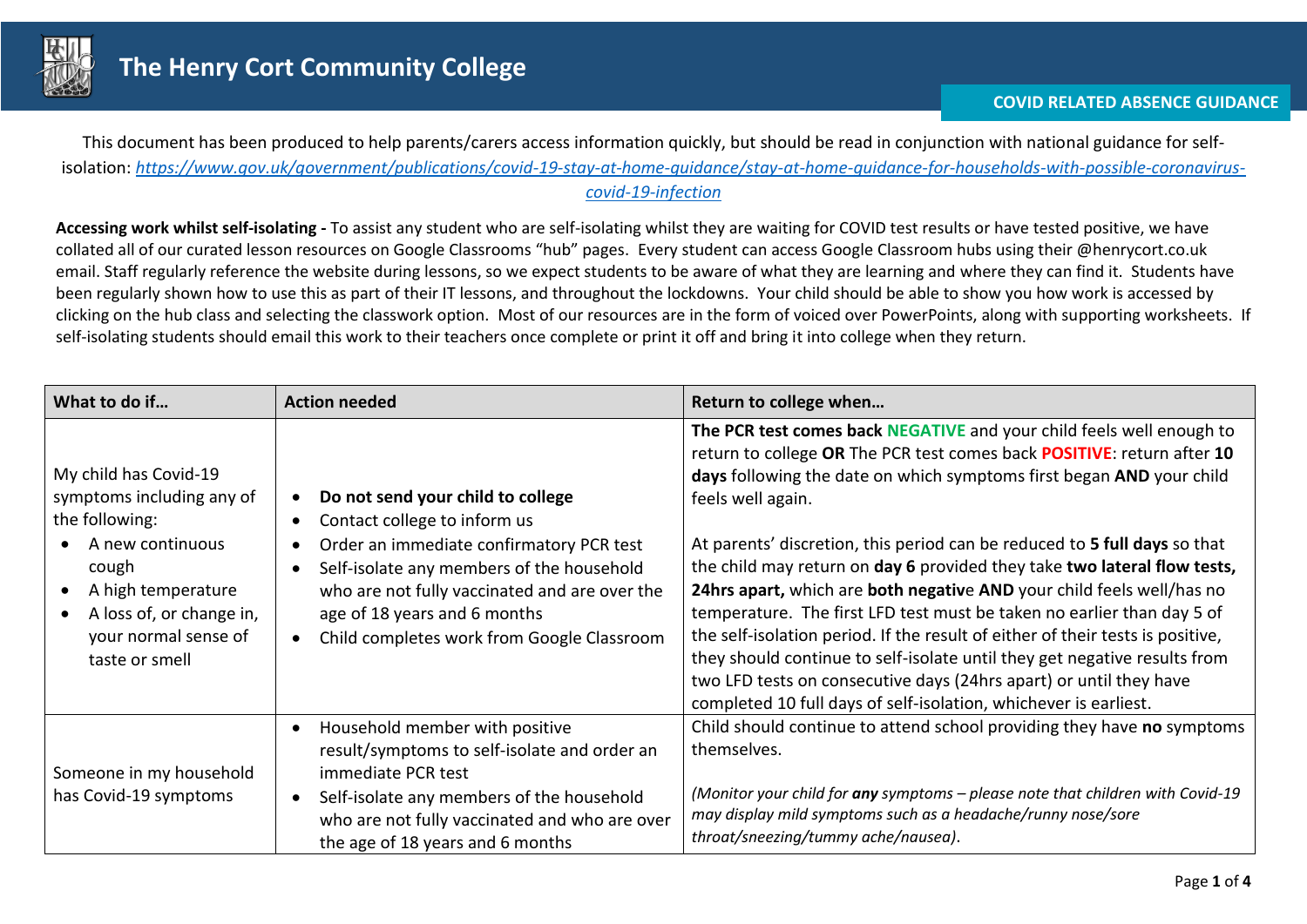# The Henry Cort Community College

## COVID RELATED ABSENCE GUIDANCE

This document has been produced to help parents/carers access information quickly, but should be read in conjunction with national guidance for self-isolation: *https://www.gov.uk/government/publications/covid-19-stay-at-home-guidance/stay-at-home-guidance-for-households-with-possible-coronavirus-covid-19-infection*

**Accessing work whilst self-isolating -** To assist any student who are self-isolating whilst they are waiting for COVID test results or have tested positive, we have collated all of our curated lesson resources on Google Classrooms "hub" pages. Every student can access Google Classroom hubs using their @henrycort.co.uk email. Staff regularly reference the website during lessons, so we expect students to be aware of what they are learning and where they can find it. Students have been regularly shown how to use this as part of their IT lessons, and throughout the lockdowns. Your child should be able to show you how work is accessed by clicking on the hub class and selecting the classwork option. Most of our resources are in the form of voiced over PowerPoints, along with supporting worksheets. If self-isolating students should email this work to their teachers once complete or print it off and bring it into college when they return.

| What to do if… | Action needed | Return to college when… |
|---|---|---|
| My child has Covid-19 symptoms including any of the following:<br>• A new continuous cough<br>• A high temperature<br>• A loss of, or change in, your normal sense of taste or smell | • **Do not send your child to college**<br>• Contact college to inform us<br>• Order an immediate confirmatory PCR test<br>• Self-isolate any members of the household who are not fully vaccinated and are over the age of 18 years and 6 months<br>• Child completes work from Google Classroom | **The PCR test comes back NEGATIVE** and your child feels well enough to return to college **OR** The PCR test comes back **POSITIVE**: return after **10 days** following the date on which symptoms first began **AND** your child feels well again.<br><br>At parents' discretion, this period can be reduced to **5 full days** so that the child may return on **day 6** provided they take **two lateral flow tests, 24hrs apart,** which are **both negative AND** your child feels well/has no temperature. The first LFD test must be taken no earlier than day 5 of the self-isolation period. If the result of either of their tests is positive, they should continue to self-isolate until they get negative results from two LFD tests on consecutive days (24hrs apart) or until they have completed 10 full days of self-isolation, whichever is earliest. |
| Someone in my household has Covid-19 symptoms | • Household member with positive result/symptoms to self-isolate and order an immediate PCR test<br>• Self-isolate any members of the household who are not fully vaccinated and who are over the age of 18 years and 6 months | Child should continue to attend school providing they have **no** symptoms themselves.<br><br>*(Monitor your child for **any** symptoms – please note that children with Covid-19 may display mild symptoms such as a headache/runny nose/sore throat/sneezing/tummy ache/nausea).* |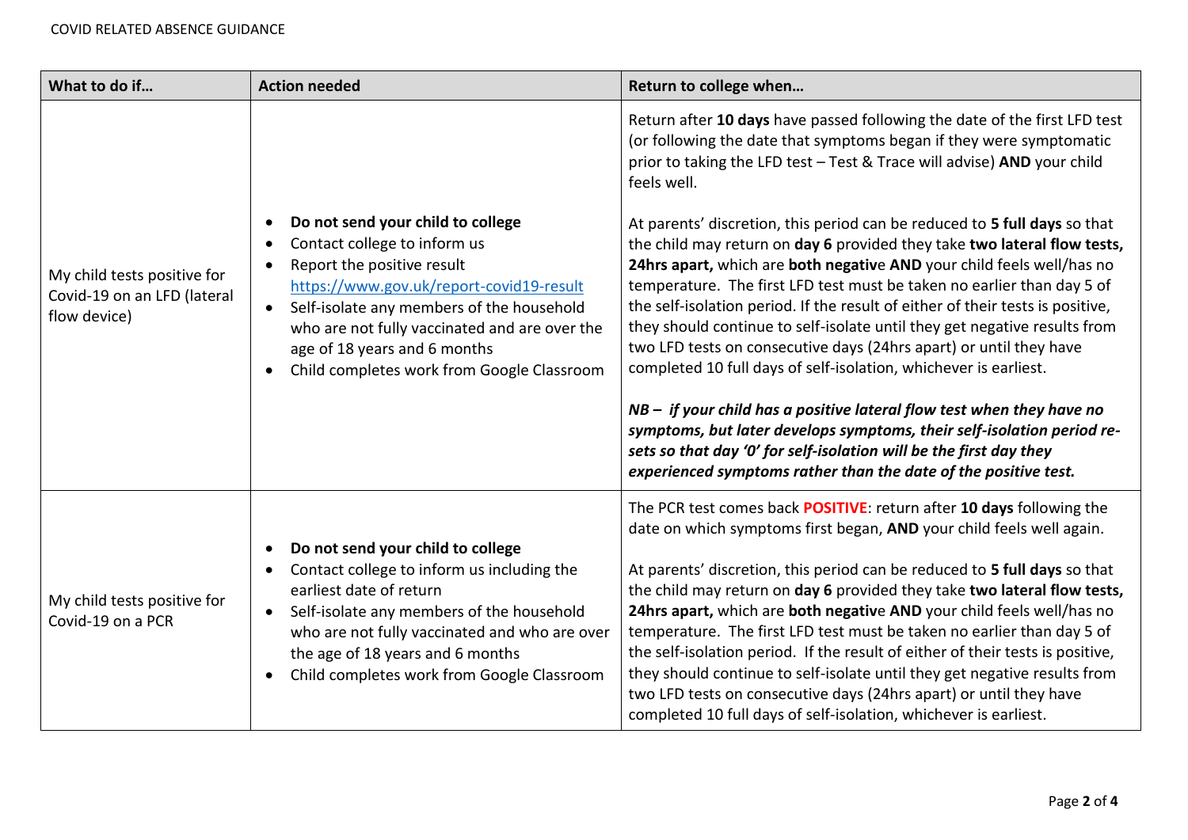COVID RELATED ABSENCE GUIDANCE

| What to do if… | Action needed | Return to college when… |
| --- | --- | --- |
| My child tests positive for Covid-19 on an LFD (lateral flow device) | • **Do not send your child to college**<br>• Contact college to inform us<br>• Report the positive result [https://www.gov.uk/report-covid19-result](https://www.gov.uk/report-covid19-result)<br>• Self-isolate any members of the household who are not fully vaccinated and are over the age of 18 years and 6 months<br>• Child completes work from Google Classroom | Return after **10 days** have passed following the date of the first LFD test (or following the date that symptoms began if they were symptomatic prior to taking the LFD test – Test & Trace will advise) **AND** your child feels well.<br><br>At parents' discretion, this period can be reduced to **5 full days** so that the child may return on **day 6** provided they take **two lateral flow tests, 24hrs apart,** which are **both negativ**e **AND** your child feels well/has no temperature. The first LFD test must be taken no earlier than day 5 of the self-isolation period. If the result of either of their tests is positive, they should continue to self-isolate until they get negative results from two LFD tests on consecutive days (24hrs apart) or until they have completed 10 full days of self-isolation, whichever is earliest.<br><br>***NB – if your child has a positive lateral flow test when they have no symptoms, but later develops symptoms, their self-isolation period re-sets so that day '0' for self-isolation will be the first day they experienced symptoms rather than the date of the positive test.*** |
| My child tests positive for Covid-19 on a PCR | • **Do not send your child to college**<br>• Contact college to inform us including the earliest date of return<br>• Self-isolate any members of the household who are not fully vaccinated and who are over the age of 18 years and 6 months<br>• Child completes work from Google Classroom | The PCR test comes back **POSITIVE**: return after **10 days** following the date on which symptoms first began, **AND** your child feels well again.<br><br>At parents' discretion, this period can be reduced to **5 full days** so that the child may return on **day 6** provided they take **two lateral flow tests, 24hrs apart,** which are **both negativ**e **AND** your child feels well/has no temperature. The first LFD test must be taken no earlier than day 5 of the self-isolation period. If the result of either of their tests is positive, they should continue to self-isolate until they get negative results from two LFD tests on consecutive days (24hrs apart) or until they have completed 10 full days of self-isolation, whichever is earliest. |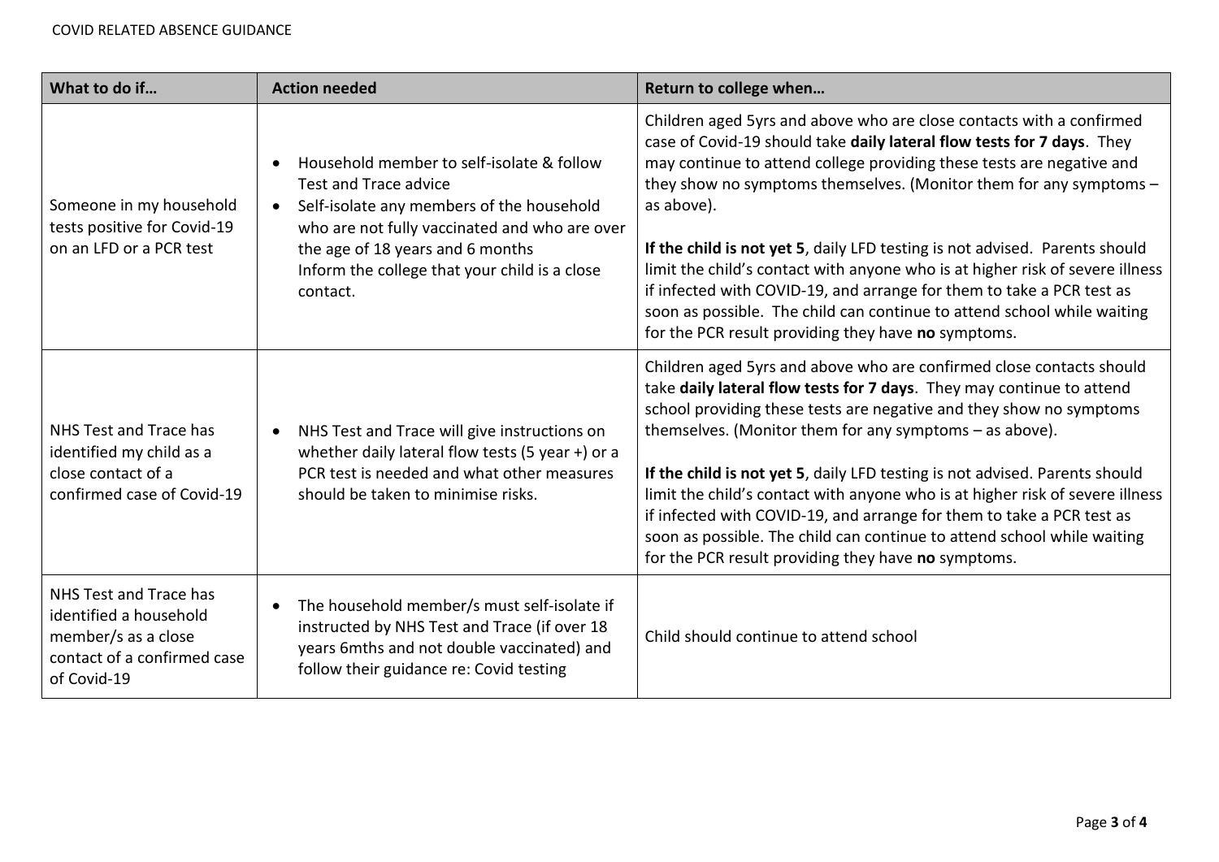| What to do if… | Action needed | Return to college when… |
| --- | --- | --- |
| Someone in my household tests positive for Covid-19 on an LFD or a PCR test | • Household member to self-isolate & follow Test and Trace advice<br>• Self-isolate any members of the household who are not fully vaccinated and who are over the age of 18 years and 6 months<br>Inform the college that your child is a close contact. | Children aged 5yrs and above who are close contacts with a confirmed case of Covid-19 should take **daily lateral flow tests for 7 days**. They may continue to attend college providing these tests are negative and they show no symptoms themselves. (Monitor them for any symptoms – as above).<br><br>**If the child is not yet 5**, daily LFD testing is not advised. Parents should limit the child's contact with anyone who is at higher risk of severe illness if infected with COVID-19, and arrange for them to take a PCR test as soon as possible. The child can continue to attend school while waiting for the PCR result providing they have **no** symptoms. |
| NHS Test and Trace has identified my child as a close contact of a confirmed case of Covid-19 | • NHS Test and Trace will give instructions on whether daily lateral flow tests (5 year +) or a PCR test is needed and what other measures should be taken to minimise risks. | Children aged 5yrs and above who are confirmed close contacts should take **daily lateral flow tests for 7 days**. They may continue to attend school providing these tests are negative and they show no symptoms themselves. (Monitor them for any symptoms – as above).<br><br>**If the child is not yet 5**, daily LFD testing is not advised. Parents should limit the child's contact with anyone who is at higher risk of severe illness if infected with COVID-19, and arrange for them to take a PCR test as soon as possible. The child can continue to attend school while waiting for the PCR result providing they have **no** symptoms. |
| NHS Test and Trace has identified a household member/s as a close contact of a confirmed case of Covid-19 | • The household member/s must self-isolate if instructed by NHS Test and Trace (if over 18 years 6mths and not double vaccinated) and follow their guidance re: Covid testing | Child should continue to attend school |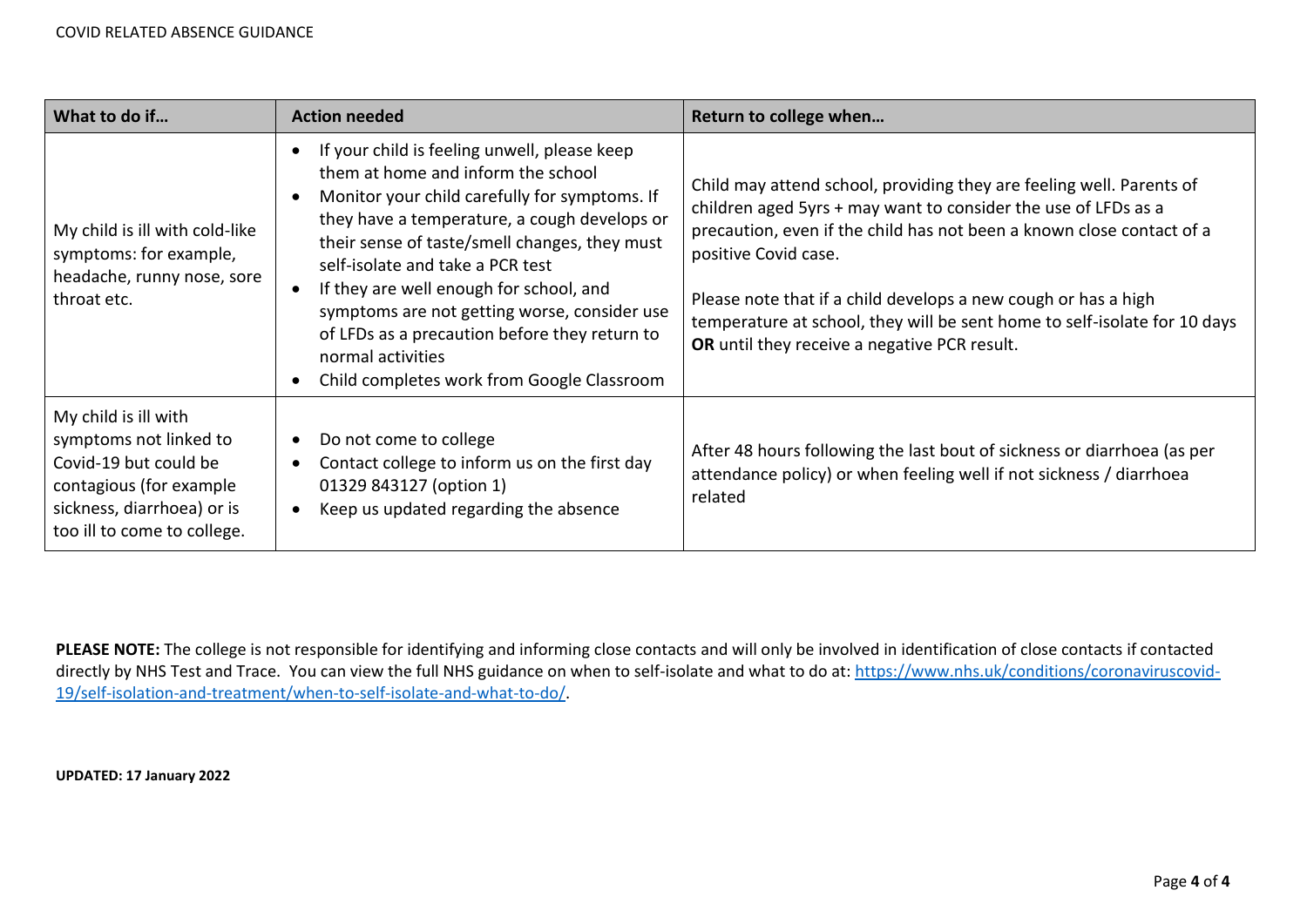| What to do if… | Action needed | Return to college when… |
|---|---|---|
| My child is ill with cold-like symptoms: for example, headache, runny nose, sore throat etc. | • If your child is feeling unwell, please keep them at home and inform the school<br>• Monitor your child carefully for symptoms. If they have a temperature, a cough develops or their sense of taste/smell changes, they must self-isolate and take a PCR test<br>• If they are well enough for school, and symptoms are not getting worse, consider use of LFDs as a precaution before they return to normal activities<br>• Child completes work from Google Classroom | Child may attend school, providing they are feeling well. Parents of children aged 5yrs + may want to consider the use of LFDs as a precaution, even if the child has not been a known close contact of a positive Covid case.<br><br>Please note that if a child develops a new cough or has a high temperature at school, they will be sent home to self-isolate for 10 days **OR** until they receive a negative PCR result. |
| My child is ill with symptoms not linked to Covid-19 but could be contagious (for example sickness, diarrhoea) or is too ill to come to college. | • Do not come to college<br>• Contact college to inform us on the first day 01329 843127 (option 1)<br>• Keep us updated regarding the absence | After 48 hours following the last bout of sickness or diarrhoea (as per attendance policy) or when feeling well if not sickness / diarrhoea related |

**PLEASE NOTE:** The college is not responsible for identifying and informing close contacts and will only be involved in identification of close contacts if contacted directly by NHS Test and Trace. You can view the full NHS guidance on when to self-isolate and what to do at: https://www.nhs.uk/conditions/coronaviruscovid-19/self-isolation-and-treatment/when-to-self-isolate-and-what-to-do/.

**UPDATED: 17 January 2022**